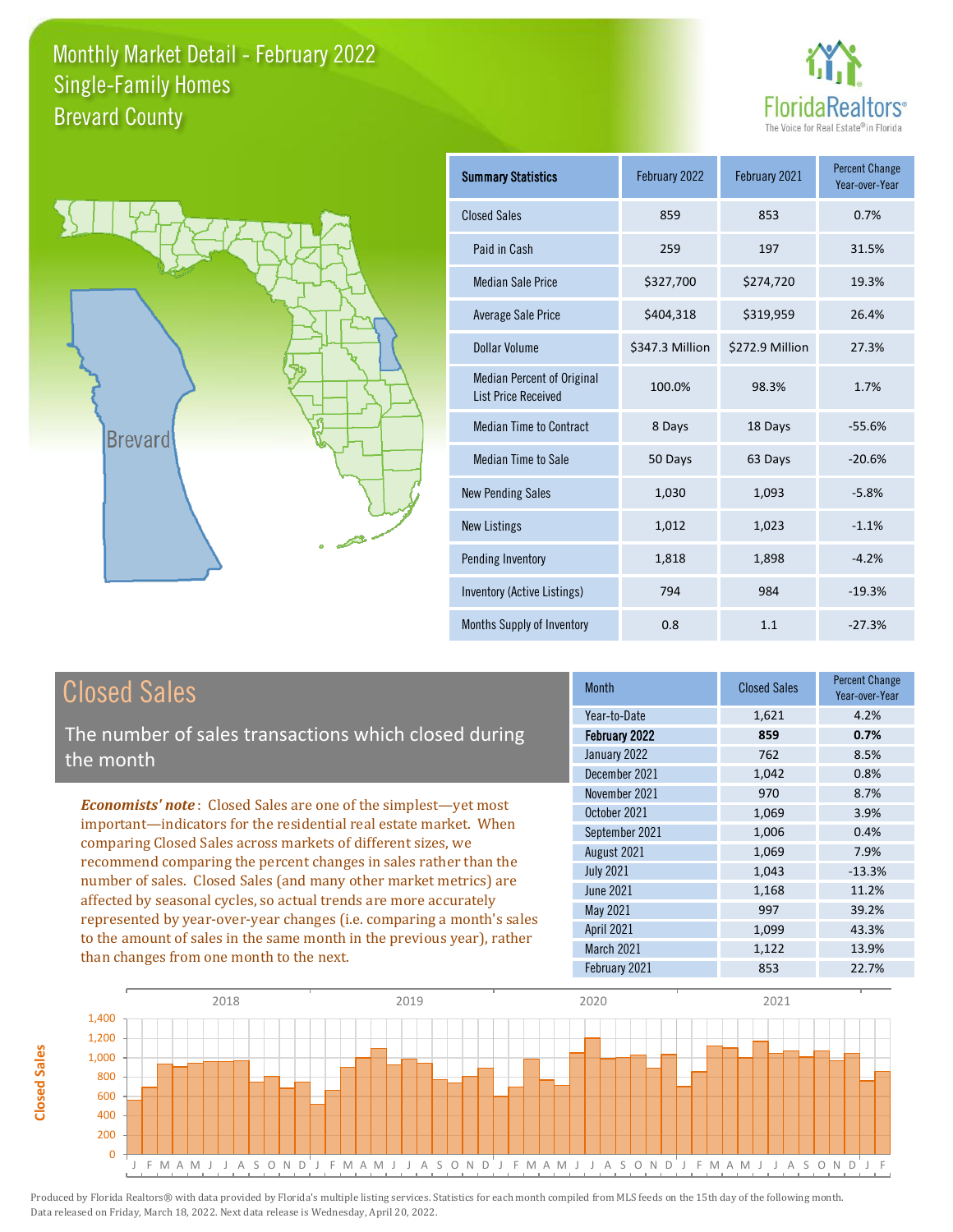# Monthly Market Detail - February 2022
## Single-Family Homes
## Brevard County

| Summary Statistics | February 2022 | February 2021 | Percent Change Year-over-Year |
|---|---|---|---|
| Closed Sales | 859 | 853 | 0.7% |
| Paid in Cash | 259 | 197 | 31.5% |
| Median Sale Price | $327,700 | $274,720 | 19.3% |
| Average Sale Price | $404,318 | $319,959 | 26.4% |
| Dollar Volume | $347.3 Million | $272.9 Million | 27.3% |
| Median Percent of Original List Price Received | 100.0% | 98.3% | 1.7% |
| Median Time to Contract | 8 Days | 18 Days | -55.6% |
| Median Time to Sale | 50 Days | 63 Days | -20.6% |
| New Pending Sales | 1,030 | 1,093 | -5.8% |
| New Listings | 1,012 | 1,023 | -1.1% |
| Pending Inventory | 1,818 | 1,898 | -4.2% |
| Inventory (Active Listings) | 794 | 984 | -19.3% |
| Months Supply of Inventory | 0.8 | 1.1 | -27.3% |

## Closed Sales

The number of sales transactions which closed during the month

***Economists' note*** : Closed Sales are one of the simplest—yet most important—indicators for the residential real estate market. When comparing Closed Sales across markets of different sizes, we recommend comparing the percent changes in sales rather than the number of sales. Closed Sales (and many other market metrics) are affected by seasonal cycles, so actual trends are more accurately represented by year-over-year changes (i.e. comparing a month's sales to the amount of sales in the same month in the previous year), rather than changes from one month to the next.

| Month | Closed Sales | Percent Change Year-over-Year |
|---|---|---|
| Year-to-Date | 1,621 | 4.2% |
| **February 2022** | **859** | **0.7%** |
| January 2022 | 762 | 8.5% |
| December 2021 | 1,042 | 0.8% |
| November 2021 | 970 | 8.7% |
| October 2021 | 1,069 | 3.9% |
| September 2021 | 1,006 | 0.4% |
| August 2021 | 1,069 | 7.9% |
| July 2021 | 1,043 | -13.3% |
| June 2021 | 1,168 | 11.2% |
| May 2021 | 997 | 39.2% |
| April 2021 | 1,099 | 43.3% |
| March 2021 | 1,122 | 13.9% |
| February 2021 | 853 | 22.7% |

Produced by Florida Realtors® with data provided by Florida's multiple listing services. Statistics for each month compiled from MLS feeds on the 15th day of the following month. Data released on Friday, March 18, 2022. Next data release is Wednesday, April 20, 2022.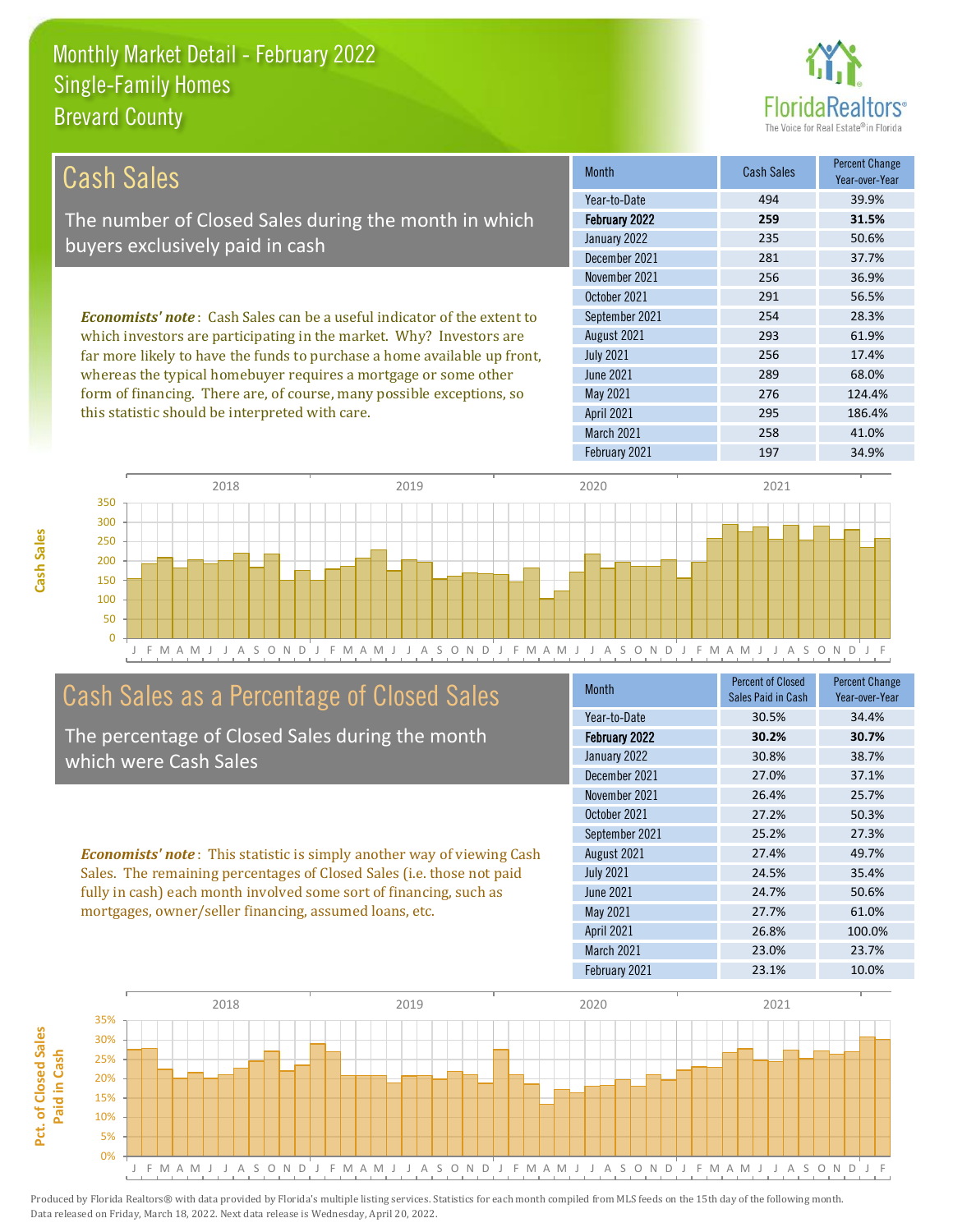# Monthly Market Detail - February 2022
## Single-Family Homes
## Brevard County

## Cash Sales

The number of Closed Sales during the month in which buyers exclusively paid in cash

***Economists' note***: Cash Sales can be a useful indicator of the extent to which investors are participating in the market. Why? Investors are far more likely to have the funds to purchase a home available up front, whereas the typical homebuyer requires a mortgage or some other form of financing. There are, of course, many possible exceptions, so this statistic should be interpreted with care.

| Month | Cash Sales | Percent Change Year-over-Year |
|---|---|---|
| Year-to-Date | 494 | 39.9% |
| **February 2022** | **259** | **31.5%** |
| January 2022 | 235 | 50.6% |
| December 2021 | 281 | 37.7% |
| November 2021 | 256 | 36.9% |
| October 2021 | 291 | 56.5% |
| September 2021 | 254 | 28.3% |
| August 2021 | 293 | 61.9% |
| July 2021 | 256 | 17.4% |
| June 2021 | 289 | 68.0% |
| May 2021 | 276 | 124.4% |
| April 2021 | 295 | 186.4% |
| March 2021 | 258 | 41.0% |
| February 2021 | 197 | 34.9% |

## Cash Sales as a Percentage of Closed Sales

The percentage of Closed Sales during the month which were Cash Sales

***Economists' note***: This statistic is simply another way of viewing Cash Sales. The remaining percentages of Closed Sales (i.e. those not paid fully in cash) each month involved some sort of financing, such as mortgages, owner/seller financing, assumed loans, etc.

| Month | Percent of Closed Sales Paid in Cash | Percent Change Year-over-Year |
|---|---|---|
| Year-to-Date | 30.5% | 34.4% |
| **February 2022** | **30.2%** | **30.7%** |
| January 2022 | 30.8% | 38.7% |
| December 2021 | 27.0% | 37.1% |
| November 2021 | 26.4% | 25.7% |
| October 2021 | 27.2% | 50.3% |
| September 2021 | 25.2% | 27.3% |
| August 2021 | 27.4% | 49.7% |
| July 2021 | 24.5% | 35.4% |
| June 2021 | 24.7% | 50.6% |
| May 2021 | 27.7% | 61.0% |
| April 2021 | 26.8% | 100.0% |
| March 2021 | 23.0% | 23.7% |
| February 2021 | 23.1% | 10.0% |

Produced by Florida Realtors® with data provided by Florida's multiple listing services. Statistics for each month compiled from MLS feeds on the 15th day of the following month. Data released on Friday, March 18, 2022. Next data release is Wednesday, April 20, 2022.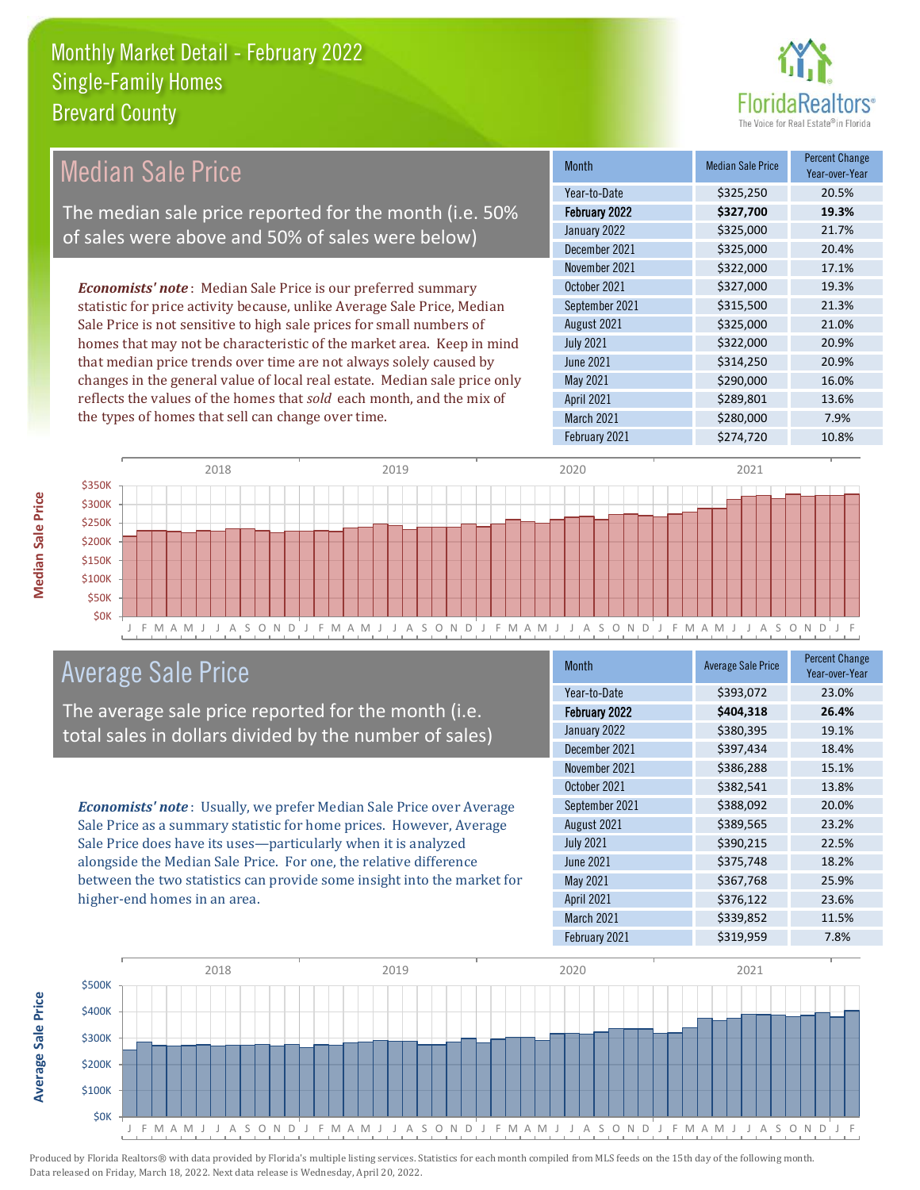# Monthly Market Detail - February 2022
## Single-Family Homes
## Brevard County

## Median Sale Price

The median sale price reported for the month (i.e. 50% of sales were above and 50% of sales were below)

***Economists' note***: Median Sale Price is our preferred summary statistic for price activity because, unlike Average Sale Price, Median Sale Price is not sensitive to high sale prices for small numbers of homes that may not be characteristic of the market area. Keep in mind that median price trends over time are not always solely caused by changes in the general value of local real estate. Median sale price only reflects the values of the homes that *sold* each month, and the mix of the types of homes that sell can change over time.

| Month | Median Sale Price | Percent Change Year-over-Year |
|---|---|---|
| Year-to-Date | $325,250 | 20.5% |
| **February 2022** | **$327,700** | **19.3%** |
| January 2022 | $325,000 | 21.7% |
| December 2021 | $325,000 | 20.4% |
| November 2021 | $322,000 | 17.1% |
| October 2021 | $327,000 | 19.3% |
| September 2021 | $315,500 | 21.3% |
| August 2021 | $325,000 | 21.0% |
| July 2021 | $322,000 | 20.9% |
| June 2021 | $314,250 | 20.9% |
| May 2021 | $290,000 | 16.0% |
| April 2021 | $289,801 | 13.6% |
| March 2021 | $280,000 | 7.9% |
| February 2021 | $274,720 | 10.8% |

## Average Sale Price

The average sale price reported for the month (i.e. total sales in dollars divided by the number of sales)

***Economists' note***: Usually, we prefer Median Sale Price over Average Sale Price as a summary statistic for home prices. However, Average Sale Price does have its uses—particularly when it is analyzed alongside the Median Sale Price. For one, the relative difference between the two statistics can provide some insight into the market for higher-end homes in an area.

| Month | Average Sale Price | Percent Change Year-over-Year |
|---|---|---|
| Year-to-Date | $393,072 | 23.0% |
| **February 2022** | **$404,318** | **26.4%** |
| January 2022 | $380,395 | 19.1% |
| December 2021 | $397,434 | 18.4% |
| November 2021 | $386,288 | 15.1% |
| October 2021 | $382,541 | 13.8% |
| September 2021 | $388,092 | 20.0% |
| August 2021 | $389,565 | 23.2% |
| July 2021 | $390,215 | 22.5% |
| June 2021 | $375,748 | 18.2% |
| May 2021 | $367,768 | 25.9% |
| April 2021 | $376,122 | 23.6% |
| March 2021 | $339,852 | 11.5% |
| February 2021 | $319,959 | 7.8% |

Produced by Florida Realtors® with data provided by Florida's multiple listing services. Statistics for each month compiled from MLS feeds on the 15th day of the following month. Data released on Friday, March 18, 2022. Next data release is Wednesday, April 20, 2022.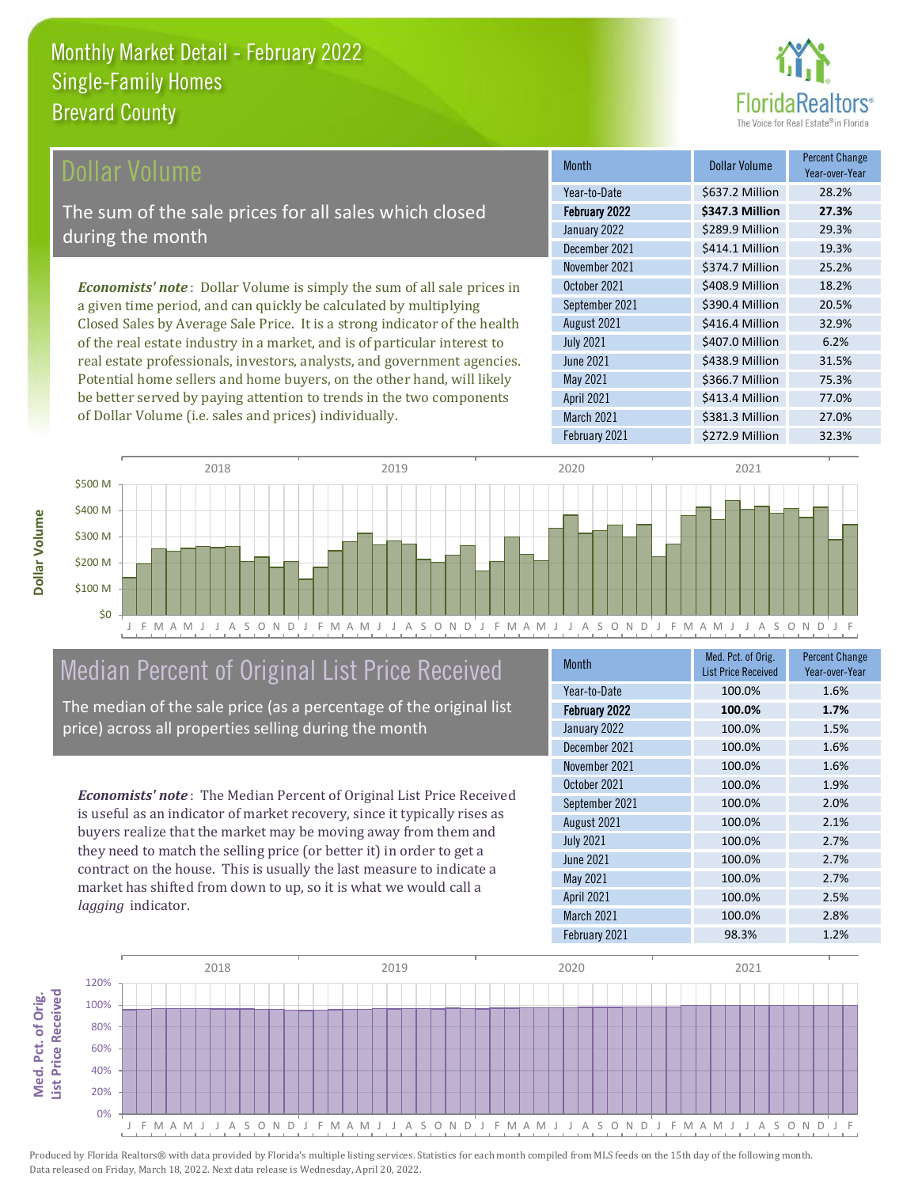Monthly Market Detail - February 2022
Single-Family Homes
Brevard County

## Dollar Volume

The sum of the sale prices for all sales which closed during the month

***Economists' note***: Dollar Volume is simply the sum of all sale prices in a given time period, and can quickly be calculated by multiplying Closed Sales by Average Sale Price. It is a strong indicator of the health of the real estate industry in a market, and is of particular interest to real estate professionals, investors, analysts, and government agencies. Potential home sellers and home buyers, on the other hand, will likely be better served by paying attention to trends in the two components of Dollar Volume (i.e. sales and prices) individually.

| Month | Dollar Volume | Percent Change Year-over-Year |
|---|---|---|
| Year-to-Date | $637.2 Million | 28.2% |
| **February 2022** | **$347.3 Million** | **27.3%** |
| January 2022 | $289.9 Million | 29.3% |
| December 2021 | $414.1 Million | 19.3% |
| November 2021 | $374.7 Million | 25.2% |
| October 2021 | $408.9 Million | 18.2% |
| September 2021 | $390.4 Million | 20.5% |
| August 2021 | $416.4 Million | 32.9% |
| July 2021 | $407.0 Million | 6.2% |
| June 2021 | $438.9 Million | 31.5% |
| May 2021 | $366.7 Million | 75.3% |
| April 2021 | $413.4 Million | 77.0% |
| March 2021 | $381.3 Million | 27.0% |
| February 2021 | $272.9 Million | 32.3% |

## Median Percent of Original List Price Received

The median of the sale price (as a percentage of the original list price) across all properties selling during the month

***Economists' note***: The Median Percent of Original List Price Received is useful as an indicator of market recovery, since it typically rises as buyers realize that the market may be moving away from them and they need to match the selling price (or better it) in order to get a contract on the house. This is usually the last measure to indicate a market has shifted from down to up, so it is what we would call a *lagging* indicator.

| Month | Med. Pct. of Orig. List Price Received | Percent Change Year-over-Year |
|---|---|---|
| Year-to-Date | 100.0% | 1.6% |
| **February 2022** | **100.0%** | **1.7%** |
| January 2022 | 100.0% | 1.5% |
| December 2021 | 100.0% | 1.6% |
| November 2021 | 100.0% | 1.6% |
| October 2021 | 100.0% | 1.9% |
| September 2021 | 100.0% | 2.0% |
| August 2021 | 100.0% | 2.1% |
| July 2021 | 100.0% | 2.7% |
| June 2021 | 100.0% | 2.7% |
| May 2021 | 100.0% | 2.7% |
| April 2021 | 100.0% | 2.5% |
| March 2021 | 100.0% | 2.8% |
| February 2021 | 98.3% | 1.2% |

Produced by Florida Realtors® with data provided by Florida's multiple listing services. Statistics for each month compiled from MLS feeds on the 15th day of the following month. Data released on Friday, March 18, 2022. Next data release is Wednesday, April 20, 2022.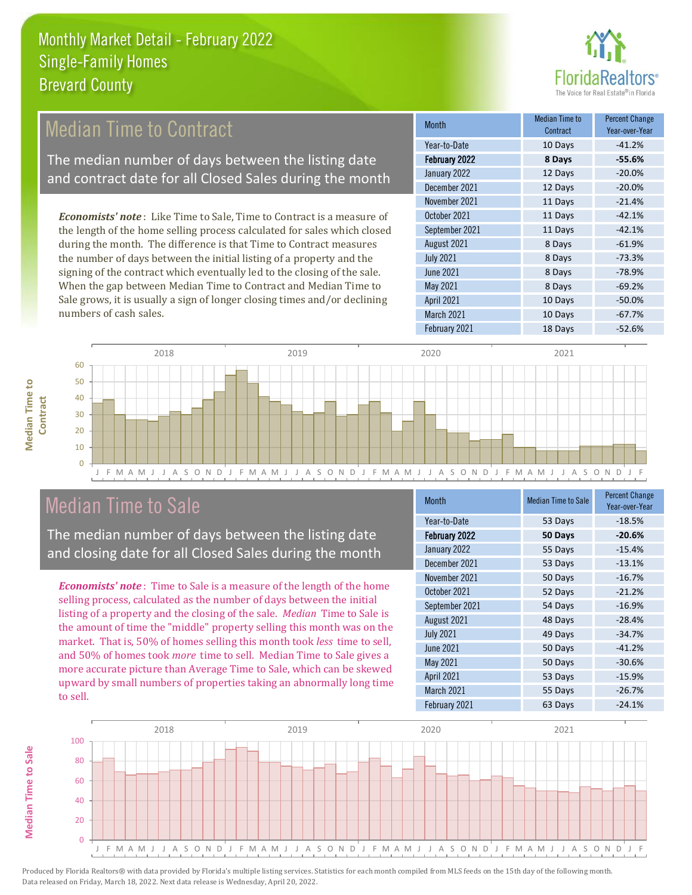# Monthly Market Detail - February 2022
## Single-Family Homes
## Brevard County

## Median Time to Contract

The median number of days between the listing date and contract date for all Closed Sales during the month

***Economists' note***: Like Time to Sale, Time to Contract is a measure of the length of the home selling process calculated for sales which closed during the month. The difference is that Time to Contract measures the number of days between the initial listing of a property and the signing of the contract which eventually led to the closing of the sale. When the gap between Median Time to Contract and Median Time to Sale grows, it is usually a sign of longer closing times and/or declining numbers of cash sales.

| Month | Median Time to Contract | Percent Change Year-over-Year |
|---|---|---|
| Year-to-Date | 10 Days | -41.2% |
| **February 2022** | **8 Days** | **-55.6%** |
| January 2022 | 12 Days | -20.0% |
| December 2021 | 12 Days | -20.0% |
| November 2021 | 11 Days | -21.4% |
| October 2021 | 11 Days | -42.1% |
| September 2021 | 11 Days | -42.1% |
| August 2021 | 8 Days | -61.9% |
| July 2021 | 8 Days | -73.3% |
| June 2021 | 8 Days | -78.9% |
| May 2021 | 8 Days | -69.2% |
| April 2021 | 10 Days | -50.0% |
| March 2021 | 10 Days | -67.7% |
| February 2021 | 18 Days | -52.6% |

## Median Time to Sale

The median number of days between the listing date and closing date for all Closed Sales during the month

***Economists' note***: Time to Sale is a measure of the length of the home selling process, calculated as the number of days between the initial listing of a property and the closing of the sale. *Median* Time to Sale is the amount of time the "middle" property selling this month was on the market. That is, 50% of homes selling this month took *less* time to sell, and 50% of homes took *more* time to sell. Median Time to Sale gives a more accurate picture than Average Time to Sale, which can be skewed upward by small numbers of properties taking an abnormally long time to sell.

| Month | Median Time to Sale | Percent Change Year-over-Year |
|---|---|---|
| Year-to-Date | 53 Days | -18.5% |
| **February 2022** | **50 Days** | **-20.6%** |
| January 2022 | 55 Days | -15.4% |
| December 2021 | 53 Days | -13.1% |
| November 2021 | 50 Days | -16.7% |
| October 2021 | 52 Days | -21.2% |
| September 2021 | 54 Days | -16.9% |
| August 2021 | 48 Days | -28.4% |
| July 2021 | 49 Days | -34.7% |
| June 2021 | 50 Days | -41.2% |
| May 2021 | 50 Days | -30.6% |
| April 2021 | 53 Days | -15.9% |
| March 2021 | 55 Days | -26.7% |
| February 2021 | 63 Days | -24.1% |

Produced by Florida Realtors® with data provided by Florida's multiple listing services. Statistics for each month compiled from MLS feeds on the 15th day of the following month. Data released on Friday, March 18, 2022. Next data release is Wednesday, April 20, 2022.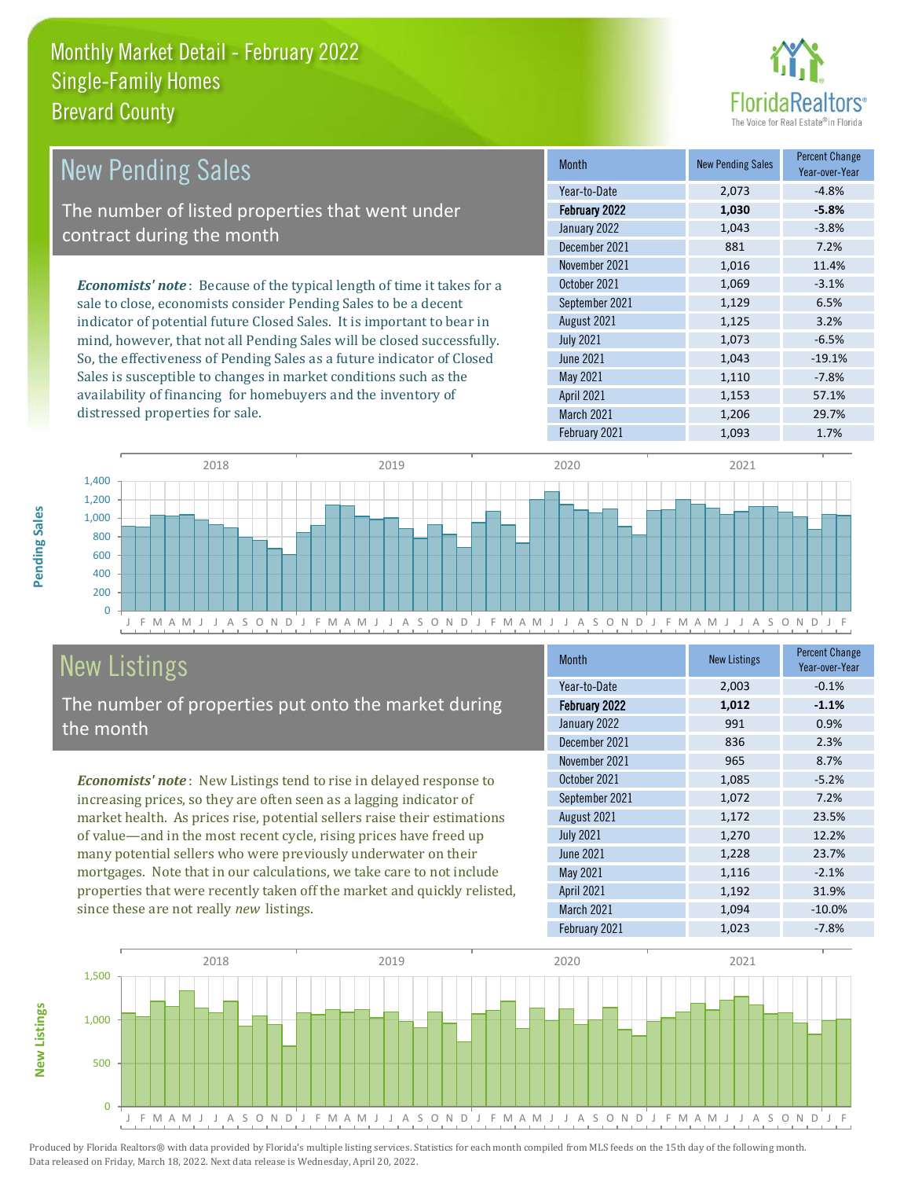# Monthly Market Detail - February 2022
## Single-Family Homes
## Brevard County

## New Pending Sales

The number of listed properties that went under contract during the month

***Economists' note***: Because of the typical length of time it takes for a sale to close, economists consider Pending Sales to be a decent indicator of potential future Closed Sales. It is important to bear in mind, however, that not all Pending Sales will be closed successfully. So, the effectiveness of Pending Sales as a future indicator of Closed Sales is susceptible to changes in market conditions such as the availability of financing for homebuyers and the inventory of distressed properties for sale.

| Month | New Pending Sales | Percent Change Year-over-Year |
|---|---|---|
| Year-to-Date | 2,073 | -4.8% |
| **February 2022** | **1,030** | **-5.8%** |
| January 2022 | 1,043 | -3.8% |
| December 2021 | 881 | 7.2% |
| November 2021 | 1,016 | 11.4% |
| October 2021 | 1,069 | -3.1% |
| September 2021 | 1,129 | 6.5% |
| August 2021 | 1,125 | 3.2% |
| July 2021 | 1,073 | -6.5% |
| June 2021 | 1,043 | -19.1% |
| May 2021 | 1,110 | -7.8% |
| April 2021 | 1,153 | 57.1% |
| March 2021 | 1,206 | 29.7% |
| February 2021 | 1,093 | 1.7% |

## New Listings

The number of properties put onto the market during the month

***Economists' note***: New Listings tend to rise in delayed response to increasing prices, so they are often seen as a lagging indicator of market health. As prices rise, potential sellers raise their estimations of value—and in the most recent cycle, rising prices have freed up many potential sellers who were previously underwater on their mortgages. Note that in our calculations, we take care to not include properties that were recently taken off the market and quickly relisted, since these are not really *new* listings.

| Month | New Listings | Percent Change Year-over-Year |
|---|---|---|
| Year-to-Date | 2,003 | -0.1% |
| **February 2022** | **1,012** | **-1.1%** |
| January 2022 | 991 | 0.9% |
| December 2021 | 836 | 2.3% |
| November 2021 | 965 | 8.7% |
| October 2021 | 1,085 | -5.2% |
| September 2021 | 1,072 | 7.2% |
| August 2021 | 1,172 | 23.5% |
| July 2021 | 1,270 | 12.2% |
| June 2021 | 1,228 | 23.7% |
| May 2021 | 1,116 | -2.1% |
| April 2021 | 1,192 | 31.9% |
| March 2021 | 1,094 | -10.0% |
| February 2021 | 1,023 | -7.8% |

Produced by Florida Realtors® with data provided by Florida's multiple listing services. Statistics for each month compiled from MLS feeds on the 15th day of the following month. Data released on Friday, March 18, 2022. Next data release is Wednesday, April 20, 2022.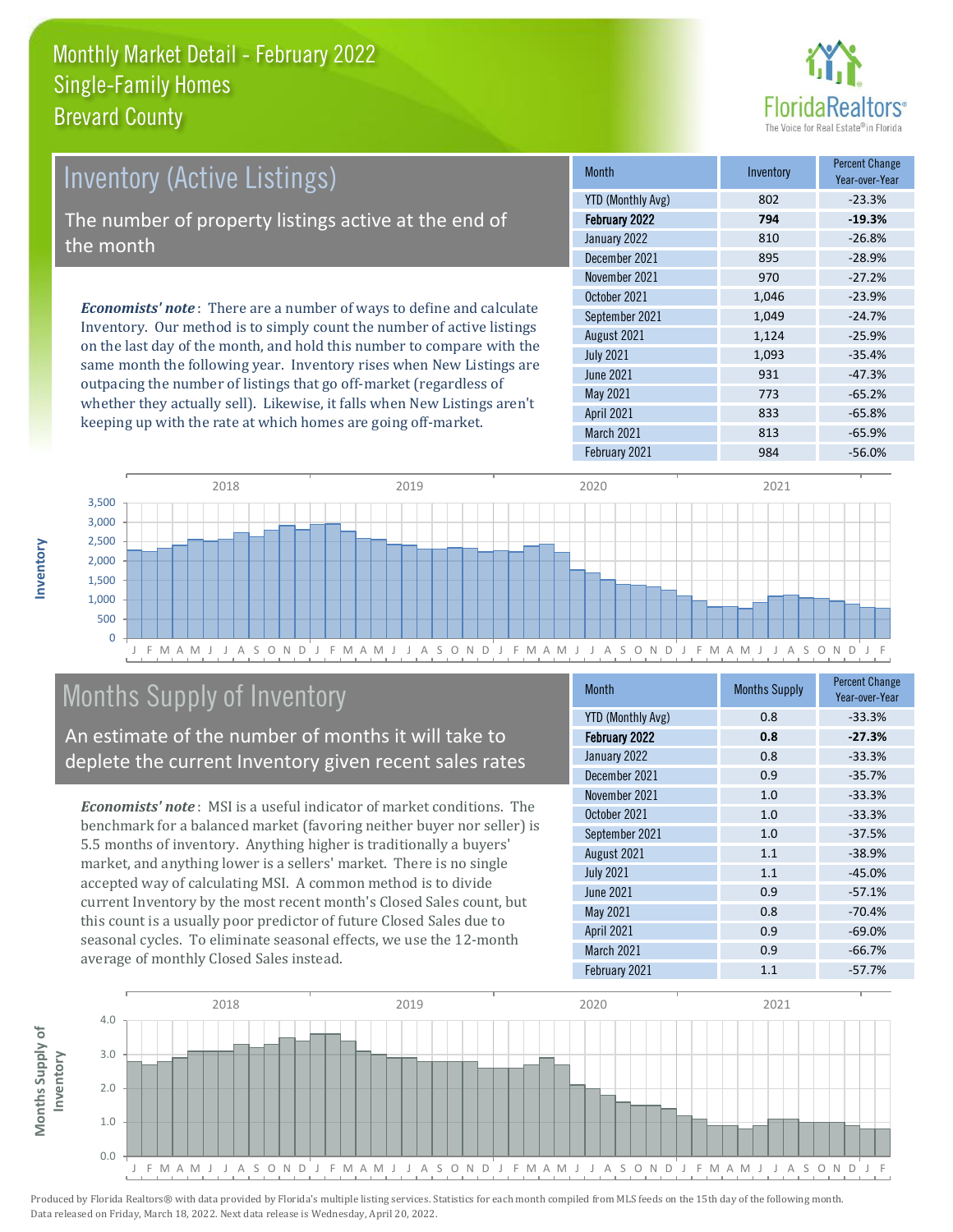# Monthly Market Detail - February 2022
## Single-Family Homes
## Brevard County

## Inventory (Active Listings)

The number of property listings active at the end of the month

***Economists' note***: There are a number of ways to define and calculate Inventory. Our method is to simply count the number of active listings on the last day of the month, and hold this number to compare with the same month the following year. Inventory rises when New Listings are outpacing the number of listings that go off-market (regardless of whether they actually sell). Likewise, it falls when New Listings aren't keeping up with the rate at which homes are going off-market.

| Month | Inventory | Percent Change Year-over-Year |
|---|---|---|
| YTD (Monthly Avg) | 802 | -23.3% |
| **February 2022** | **794** | **-19.3%** |
| January 2022 | 810 | -26.8% |
| December 2021 | 895 | -28.9% |
| November 2021 | 970 | -27.2% |
| October 2021 | 1,046 | -23.9% |
| September 2021 | 1,049 | -24.7% |
| August 2021 | 1,124 | -25.9% |
| July 2021 | 1,093 | -35.4% |
| June 2021 | 931 | -47.3% |
| May 2021 | 773 | -65.2% |
| April 2021 | 833 | -65.8% |
| March 2021 | 813 | -65.9% |
| February 2021 | 984 | -56.0% |

## Months Supply of Inventory

An estimate of the number of months it will take to deplete the current Inventory given recent sales rates

***Economists' note***: MSI is a useful indicator of market conditions. The benchmark for a balanced market (favoring neither buyer nor seller) is 5.5 months of inventory. Anything higher is traditionally a buyers' market, and anything lower is a sellers' market. There is no single accepted way of calculating MSI. A common method is to divide current Inventory by the most recent month's Closed Sales count, but this count is a usually poor predictor of future Closed Sales due to seasonal cycles. To eliminate seasonal effects, we use the 12-month average of monthly Closed Sales instead.

| Month | Months Supply | Percent Change Year-over-Year |
|---|---|---|
| YTD (Monthly Avg) | 0.8 | -33.3% |
| **February 2022** | **0.8** | **-27.3%** |
| January 2022 | 0.8 | -33.3% |
| December 2021 | 0.9 | -35.7% |
| November 2021 | 1.0 | -33.3% |
| October 2021 | 1.0 | -33.3% |
| September 2021 | 1.0 | -37.5% |
| August 2021 | 1.1 | -38.9% |
| July 2021 | 1.1 | -45.0% |
| June 2021 | 0.9 | -57.1% |
| May 2021 | 0.8 | -70.4% |
| April 2021 | 0.9 | -69.0% |
| March 2021 | 0.9 | -66.7% |
| February 2021 | 1.1 | -57.7% |

Produced by Florida Realtors® with data provided by Florida's multiple listing services. Statistics for each month compiled from MLS feeds on the 15th day of the following month. Data released on Friday, March 18, 2022. Next data release is Wednesday, April 20, 2022.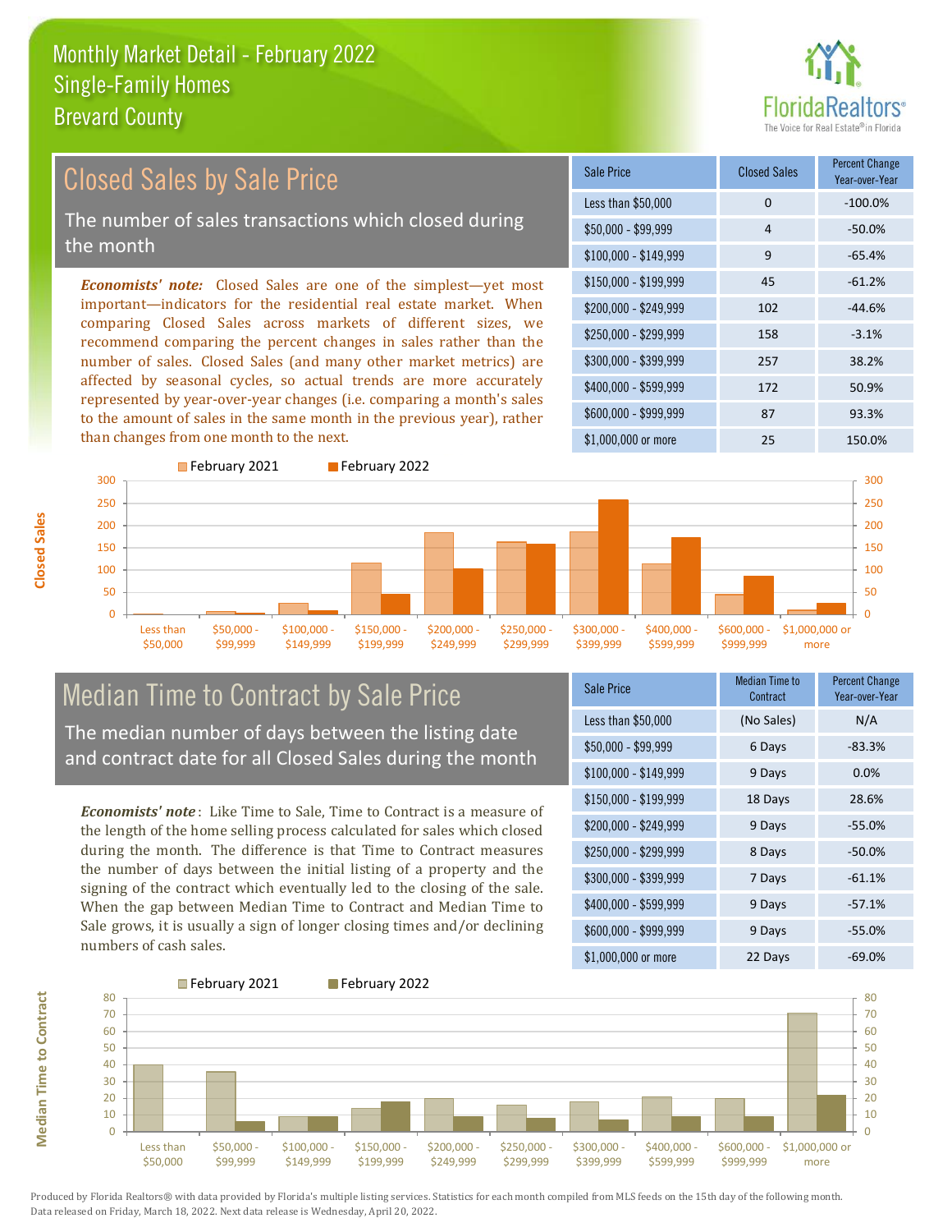# Monthly Market Detail - February 2022
## Single-Family Homes
## Brevard County

## Closed Sales by Sale Price

The number of sales transactions which closed during the month

***Economists' note:*** Closed Sales are one of the simplest—yet most important—indicators for the residential real estate market. When comparing Closed Sales across markets of different sizes, we recommend comparing the percent changes in sales rather than the number of sales. Closed Sales (and many other market metrics) are affected by seasonal cycles, so actual trends are more accurately represented by year-over-year changes (i.e. comparing a month's sales to the amount of sales in the same month in the previous year), rather than changes from one month to the next.

| Sale Price | Closed Sales | Percent Change Year-over-Year |
|---|---|---|
| Less than $50,000 | 0 | -100.0% |
| $50,000 - $99,999 | 4 | -50.0% |
| $100,000 - $149,999 | 9 | -65.4% |
| $150,000 - $199,999 | 45 | -61.2% |
| $200,000 - $249,999 | 102 | -44.6% |
| $250,000 - $299,999 | 158 | -3.1% |
| $300,000 - $399,999 | 257 | 38.2% |
| $400,000 - $599,999 | 172 | 50.9% |
| $600,000 - $999,999 | 87 | 93.3% |
| $1,000,000 or more | 25 | 150.0% |

## Median Time to Contract by Sale Price

The median number of days between the listing date and contract date for all Closed Sales during the month

***Economists' note*** : Like Time to Sale, Time to Contract is a measure of the length of the home selling process calculated for sales which closed during the month. The difference is that Time to Contract measures the number of days between the initial listing of a property and the signing of the contract which eventually led to the closing of the sale. When the gap between Median Time to Contract and Median Time to Sale grows, it is usually a sign of longer closing times and/or declining numbers of cash sales.

| Sale Price | Median Time to Contract | Percent Change Year-over-Year |
|---|---|---|
| Less than $50,000 | (No Sales) | N/A |
| $50,000 - $99,999 | 6 Days | -83.3% |
| $100,000 - $149,999 | 9 Days | 0.0% |
| $150,000 - $199,999 | 18 Days | 28.6% |
| $200,000 - $249,999 | 9 Days | -55.0% |
| $250,000 - $299,999 | 8 Days | -50.0% |
| $300,000 - $399,999 | 7 Days | -61.1% |
| $400,000 - $599,999 | 9 Days | -57.1% |
| $600,000 - $999,999 | 9 Days | -55.0% |
| $1,000,000 or more | 22 Days | -69.0% |

Produced by Florida Realtors® with data provided by Florida's multiple listing services. Statistics for each month compiled from MLS feeds on the 15th day of the following month. Data released on Friday, March 18, 2022. Next data release is Wednesday, April 20, 2022.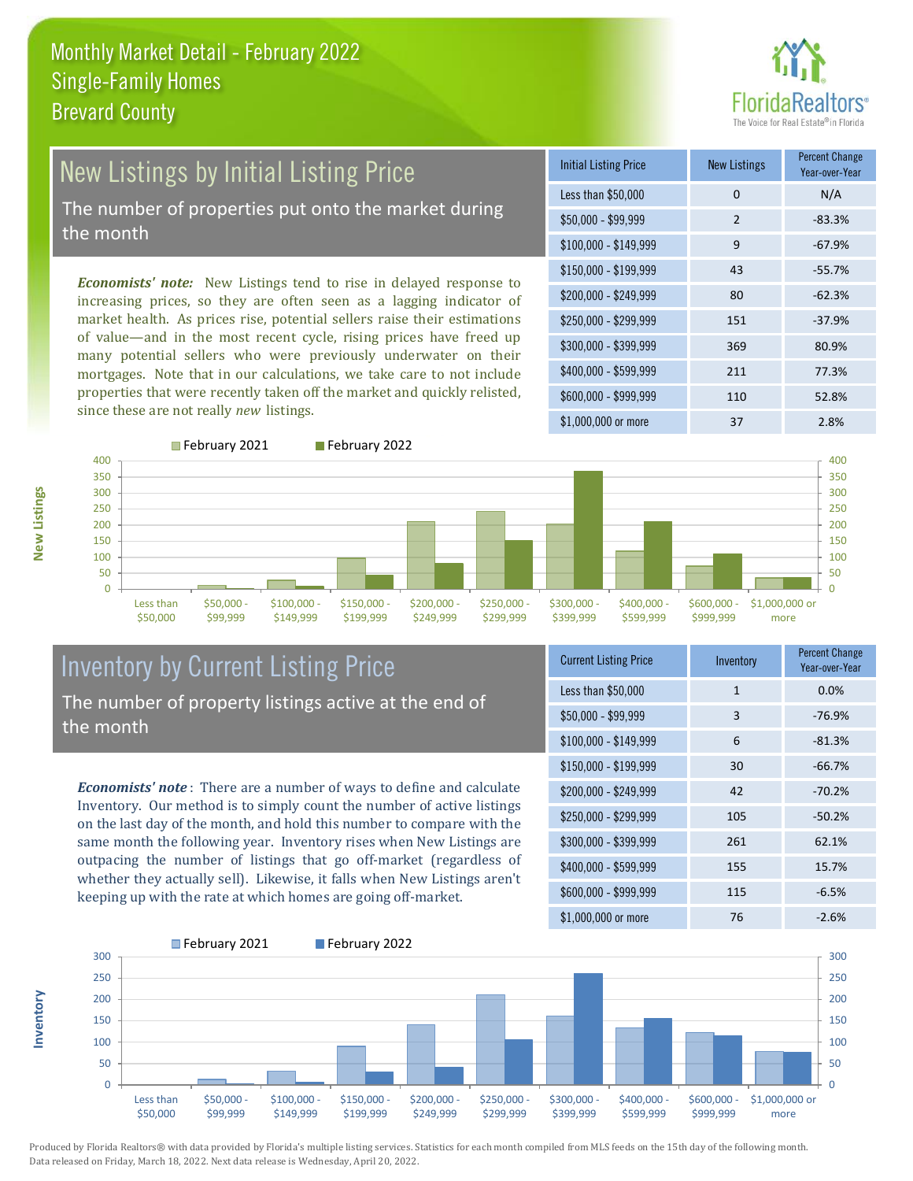# Monthly Market Detail - February 2022
## Single-Family Homes
## Brevard County

## New Listings by Initial Listing Price

The number of properties put onto the market during the month

*Economists' note:* New Listings tend to rise in delayed response to increasing prices, so they are often seen as a lagging indicator of market health. As prices rise, potential sellers raise their estimations of value—and in the most recent cycle, rising prices have freed up many potential sellers who were previously underwater on their mortgages. Note that in our calculations, we take care to not include properties that were recently taken off the market and quickly relisted, since these are not really *new* listings.

| Initial Listing Price | New Listings | Percent Change Year-over-Year |
|---|---|---|
| Less than $50,000 | 0 | N/A |
| $50,000 - $99,999 | 2 | -83.3% |
| $100,000 - $149,999 | 9 | -67.9% |
| $150,000 - $199,999 | 43 | -55.7% |
| $200,000 - $249,999 | 80 | -62.3% |
| $250,000 - $299,999 | 151 | -37.9% |
| $300,000 - $399,999 | 369 | 80.9% |
| $400,000 - $599,999 | 211 | 77.3% |
| $600,000 - $999,999 | 110 | 52.8% |
| $1,000,000 or more | 37 | 2.8% |

## Inventory by Current Listing Price

The number of property listings active at the end of the month

*Economists' note*: There are a number of ways to define and calculate Inventory. Our method is to simply count the number of active listings on the last day of the month, and hold this number to compare with the same month the following year. Inventory rises when New Listings are outpacing the number of listings that go off-market (regardless of whether they actually sell). Likewise, it falls when New Listings aren't keeping up with the rate at which homes are going off-market.

| Current Listing Price | Inventory | Percent Change Year-over-Year |
|---|---|---|
| Less than $50,000 | 1 | 0.0% |
| $50,000 - $99,999 | 3 | -76.9% |
| $100,000 - $149,999 | 6 | -81.3% |
| $150,000 - $199,999 | 30 | -66.7% |
| $200,000 - $249,999 | 42 | -70.2% |
| $250,000 - $299,999 | 105 | -50.2% |
| $300,000 - $399,999 | 261 | 62.1% |
| $400,000 - $599,999 | 155 | 15.7% |
| $600,000 - $999,999 | 115 | -6.5% |
| $1,000,000 or more | 76 | -2.6% |

Produced by Florida Realtors® with data provided by Florida's multiple listing services. Statistics for each month compiled from MLS feeds on the 15th day of the following month. Data released on Friday, March 18, 2022. Next data release is Wednesday, April 20, 2022.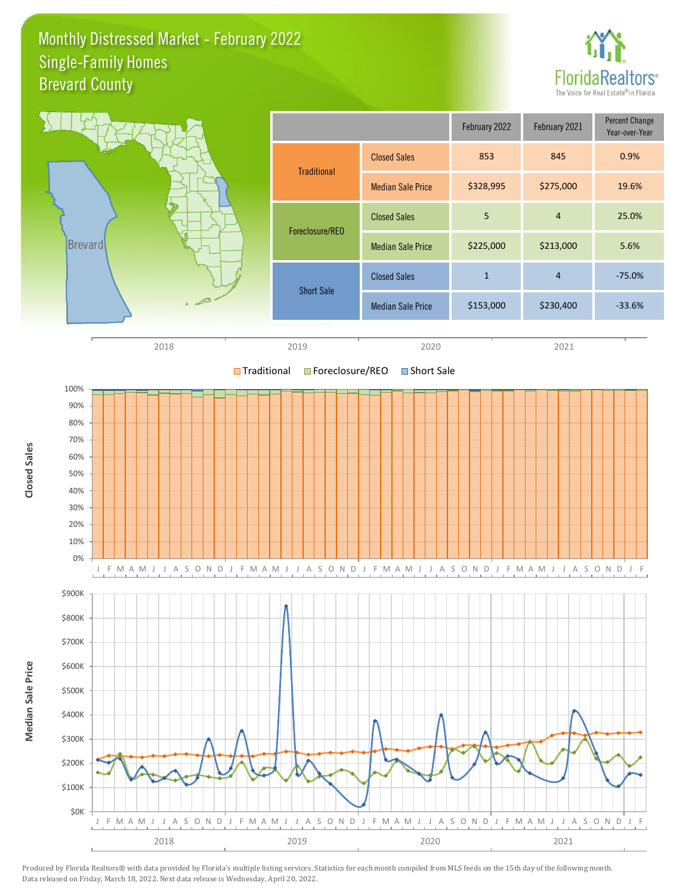# Monthly Distressed Market - February 2022
## Single-Family Homes
## Brevard County

FloridaRealtors®
The Voice for Real Estate® in Florida

Brevard

| | | February 2022 | February 2021 | Percent Change Year-over-Year |
|---|---|---|---|---|
| Traditional | Closed Sales | 853 | 845 | 0.9% |
| | Median Sale Price | $328,995 | $275,000 | 19.6% |
| Foreclosure/REO | Closed Sales | 5 | 4 | 25.0% |
| | Median Sale Price | $225,000 | $213,000 | 5.6% |
| Short Sale | Closed Sales | 1 | 4 | -75.0% |
| | Median Sale Price | $153,000 | $230,400 | -33.6% |

2018 2019 2020 2021

Traditional Foreclosure/REO Short Sale

Closed Sales

100% 90% 80% 70% 60% 50% 40% 30% 20% 10% 0%

J F M A M J J A S O N D J F M A M J J A S O N D J F M A M J J A S O N D J F M A M J J A S O N D J F

Median Sale Price

$900K $800K $700K $600K $500K $400K $300K $200K $100K $0K

J F M A M J J A S O N D J F M A M J J A S O N D J F M A M J J A S O N D J F M A M J J A S O N D J F

2018 2019 2020 2021

Produced by Florida Realtors® with data provided by Florida's multiple listing services. Statistics for each month compiled from MLS feeds on the 15th day of the following month. Data released on Friday, March 18, 2022. Next data release is Wednesday, April 20, 2022.